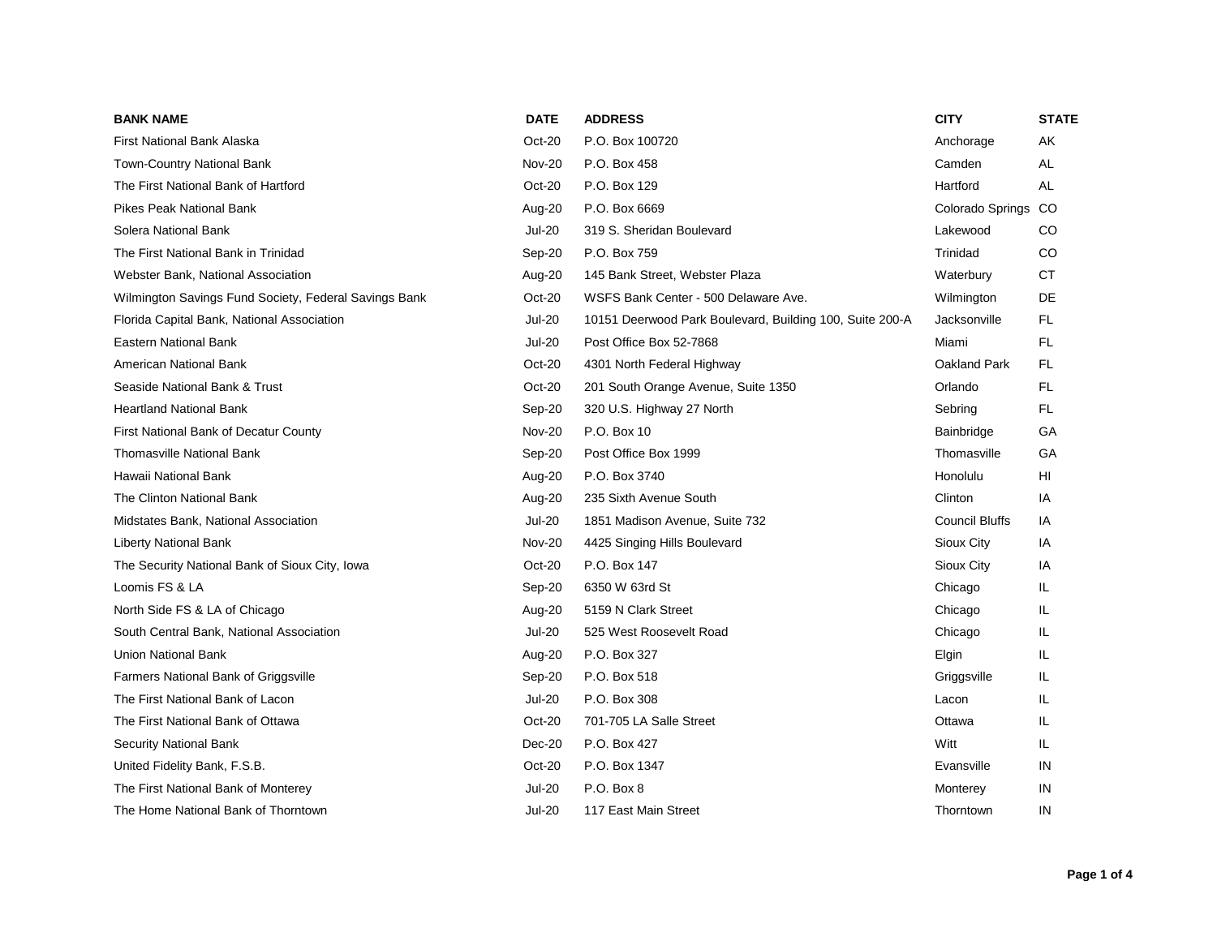| BANK NAME | DATE | ADDRESS | CITY | STATE |
|---|---|---|---|---|
| First National Bank Alaska | Oct-20 | P.O. Box 100720 | Anchorage | AK |
| Town-Country National Bank | Nov-20 | P.O. Box 458 | Camden | AL |
| The First National Bank of Hartford | Oct-20 | P.O. Box 129 | Hartford | AL |
| Pikes Peak National Bank | Aug-20 | P.O. Box 6669 | Colorado Springs | CO |
| Solera National Bank | Jul-20 | 319 S. Sheridan Boulevard | Lakewood | CO |
| The First National Bank in Trinidad | Sep-20 | P.O. Box 759 | Trinidad | CO |
| Webster Bank, National Association | Aug-20 | 145 Bank Street, Webster Plaza | Waterbury | CT |
| Wilmington Savings Fund Society, Federal Savings Bank | Oct-20 | WSFS Bank Center - 500 Delaware Ave. | Wilmington | DE |
| Florida Capital Bank, National Association | Jul-20 | 10151 Deerwood Park Boulevard, Building 100, Suite 200-A | Jacksonville | FL |
| Eastern National Bank | Jul-20 | Post Office Box 52-7868 | Miami | FL |
| American National Bank | Oct-20 | 4301 North Federal Highway | Oakland Park | FL |
| Seaside National Bank & Trust | Oct-20 | 201 South Orange Avenue, Suite 1350 | Orlando | FL |
| Heartland National Bank | Sep-20 | 320 U.S. Highway 27 North | Sebring | FL |
| First National Bank of Decatur County | Nov-20 | P.O. Box 10 | Bainbridge | GA |
| Thomasville National Bank | Sep-20 | Post Office Box 1999 | Thomasville | GA |
| Hawaii National Bank | Aug-20 | P.O. Box 3740 | Honolulu | HI |
| The Clinton National Bank | Aug-20 | 235 Sixth Avenue South | Clinton | IA |
| Midstates Bank, National Association | Jul-20 | 1851 Madison Avenue, Suite 732 | Council Bluffs | IA |
| Liberty National Bank | Nov-20 | 4425 Singing Hills Boulevard | Sioux City | IA |
| The Security National Bank of Sioux City, Iowa | Oct-20 | P.O. Box 147 | Sioux City | IA |
| Loomis FS & LA | Sep-20 | 6350 W 63rd St | Chicago | IL |
| North Side FS & LA of Chicago | Aug-20 | 5159 N Clark Street | Chicago | IL |
| South Central Bank, National Association | Jul-20 | 525 West Roosevelt Road | Chicago | IL |
| Union National Bank | Aug-20 | P.O. Box 327 | Elgin | IL |
| Farmers National Bank of Griggsville | Sep-20 | P.O. Box 518 | Griggsville | IL |
| The First National Bank of Lacon | Jul-20 | P.O. Box 308 | Lacon | IL |
| The First National Bank of Ottawa | Oct-20 | 701-705 LA Salle Street | Ottawa | IL |
| Security National Bank | Dec-20 | P.O. Box 427 | Witt | IL |
| United Fidelity Bank, F.S.B. | Oct-20 | P.O. Box 1347 | Evansville | IN |
| The First National Bank of Monterey | Jul-20 | P.O. Box 8 | Monterey | IN |
| The Home National Bank of Thorntown | Jul-20 | 117 East Main Street | Thorntown | IN |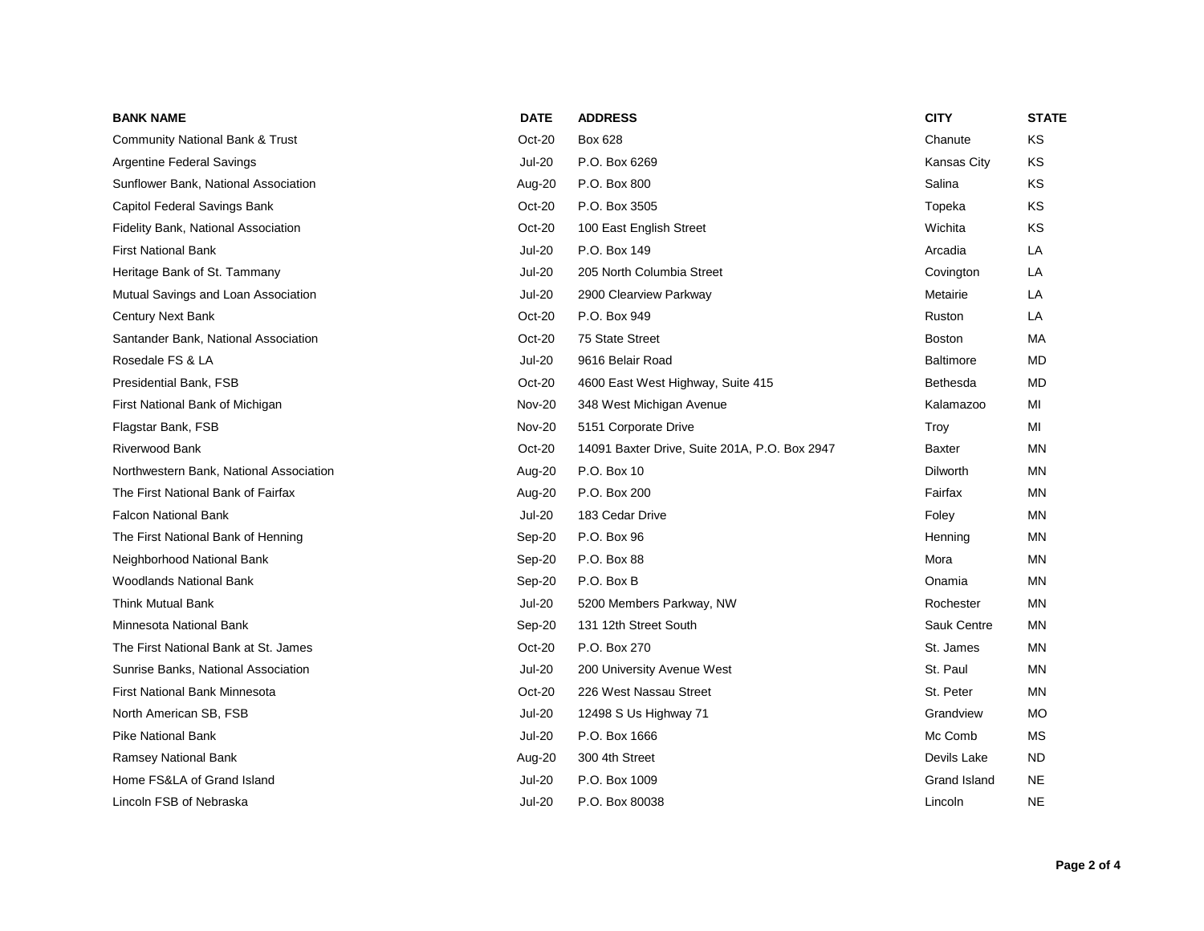| BANK NAME | DATE | ADDRESS | CITY | STATE |
|---|---|---|---|---|
| Community National Bank & Trust | Oct-20 | Box 628 | Chanute | KS |
| Argentine Federal Savings | Jul-20 | P.O. Box 6269 | Kansas City | KS |
| Sunflower Bank, National Association | Aug-20 | P.O. Box 800 | Salina | KS |
| Capitol Federal Savings Bank | Oct-20 | P.O. Box 3505 | Topeka | KS |
| Fidelity Bank, National Association | Oct-20 | 100 East English Street | Wichita | KS |
| First National Bank | Jul-20 | P.O. Box 149 | Arcadia | LA |
| Heritage Bank of St. Tammany | Jul-20 | 205 North Columbia Street | Covington | LA |
| Mutual Savings and Loan Association | Jul-20 | 2900 Clearview Parkway | Metairie | LA |
| Century Next Bank | Oct-20 | P.O. Box 949 | Ruston | LA |
| Santander Bank, National Association | Oct-20 | 75 State Street | Boston | MA |
| Rosedale FS & LA | Jul-20 | 9616 Belair Road | Baltimore | MD |
| Presidential Bank, FSB | Oct-20 | 4600 East West Highway, Suite 415 | Bethesda | MD |
| First National Bank of Michigan | Nov-20 | 348 West Michigan Avenue | Kalamazoo | MI |
| Flagstar Bank, FSB | Nov-20 | 5151 Corporate Drive | Troy | MI |
| Riverwood Bank | Oct-20 | 14091 Baxter Drive, Suite 201A, P.O. Box 2947 | Baxter | MN |
| Northwestern Bank, National Association | Aug-20 | P.O. Box 10 | Dilworth | MN |
| The First National Bank of Fairfax | Aug-20 | P.O. Box 200 | Fairfax | MN |
| Falcon National Bank | Jul-20 | 183 Cedar Drive | Foley | MN |
| The First National Bank of Henning | Sep-20 | P.O. Box 96 | Henning | MN |
| Neighborhood National Bank | Sep-20 | P.O. Box 88 | Mora | MN |
| Woodlands National Bank | Sep-20 | P.O. Box B | Onamia | MN |
| Think Mutual Bank | Jul-20 | 5200 Members Parkway, NW | Rochester | MN |
| Minnesota National Bank | Sep-20 | 131 12th Street South | Sauk Centre | MN |
| The First National Bank at St. James | Oct-20 | P.O. Box 270 | St. James | MN |
| Sunrise Banks, National Association | Jul-20 | 200 University Avenue West | St. Paul | MN |
| First National Bank Minnesota | Oct-20 | 226 West Nassau Street | St. Peter | MN |
| North American SB, FSB | Jul-20 | 12498 S Us Highway 71 | Grandview | MO |
| Pike National Bank | Jul-20 | P.O. Box 1666 | Mc Comb | MS |
| Ramsey National Bank | Aug-20 | 300 4th Street | Devils Lake | ND |
| Home FS&LA of Grand Island | Jul-20 | P.O. Box 1009 | Grand Island | NE |
| Lincoln FSB of Nebraska | Jul-20 | P.O. Box 80038 | Lincoln | NE |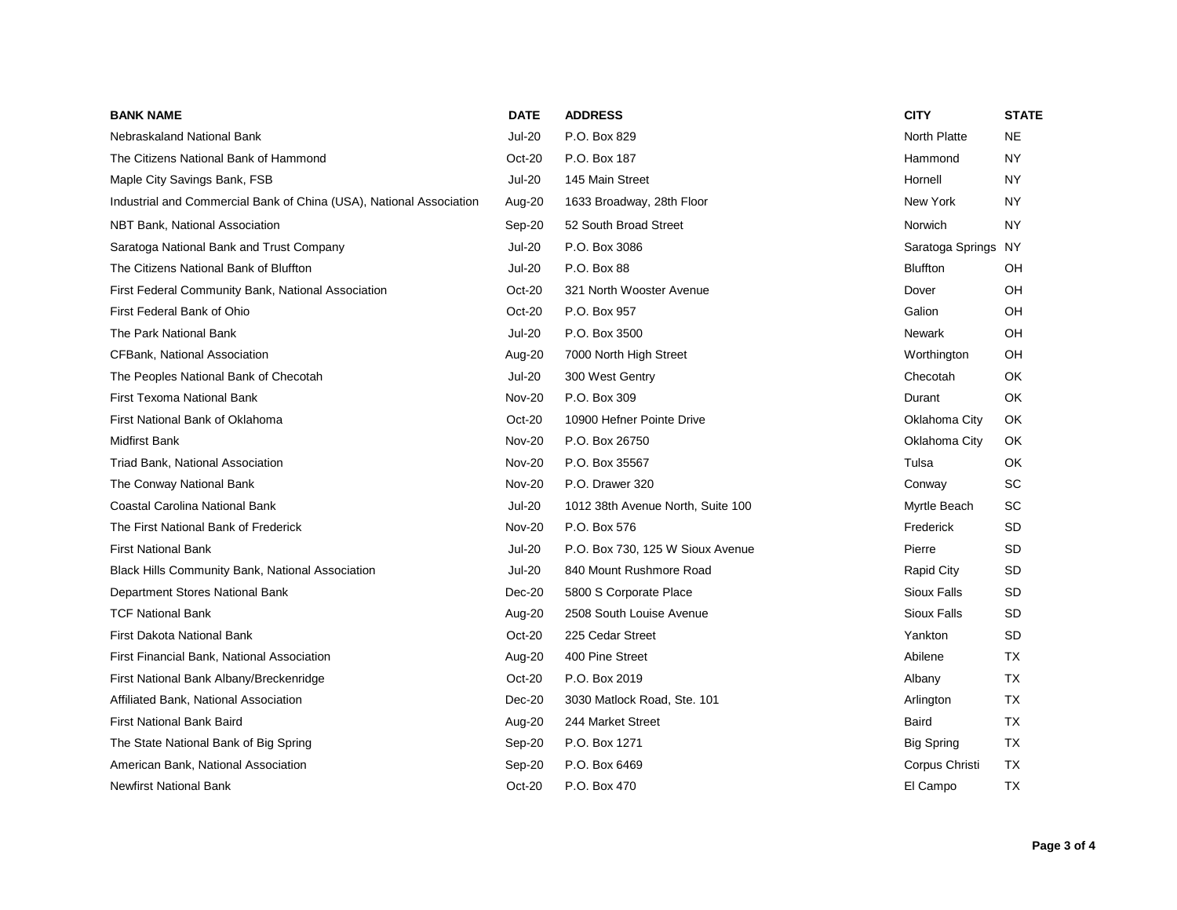| BANK NAME | DATE | ADDRESS | CITY | STATE |
|---|---|---|---|---|
| Nebraskaland National Bank | Jul-20 | P.O. Box 829 | North Platte | NE |
| The Citizens National Bank of Hammond | Oct-20 | P.O. Box 187 | Hammond | NY |
| Maple City Savings Bank, FSB | Jul-20 | 145 Main Street | Hornell | NY |
| Industrial and Commercial Bank of China (USA), National Association | Aug-20 | 1633 Broadway, 28th Floor | New York | NY |
| NBT Bank, National Association | Sep-20 | 52 South Broad Street | Norwich | NY |
| Saratoga National Bank and Trust Company | Jul-20 | P.O. Box 3086 | Saratoga Springs | NY |
| The Citizens National Bank of Bluffton | Jul-20 | P.O. Box 88 | Bluffton | OH |
| First Federal Community Bank, National Association | Oct-20 | 321 North Wooster Avenue | Dover | OH |
| First Federal Bank of Ohio | Oct-20 | P.O. Box 957 | Galion | OH |
| The Park National Bank | Jul-20 | P.O. Box 3500 | Newark | OH |
| CFBank, National Association | Aug-20 | 7000 North High Street | Worthington | OH |
| The Peoples National Bank of Checotah | Jul-20 | 300 West Gentry | Checotah | OK |
| First Texoma National Bank | Nov-20 | P.O. Box 309 | Durant | OK |
| First National Bank of Oklahoma | Oct-20 | 10900 Hefner Pointe Drive | Oklahoma City | OK |
| Midfirst Bank | Nov-20 | P.O. Box 26750 | Oklahoma City | OK |
| Triad Bank, National Association | Nov-20 | P.O. Box 35567 | Tulsa | OK |
| The Conway National Bank | Nov-20 | P.O. Drawer 320 | Conway | SC |
| Coastal Carolina National Bank | Jul-20 | 1012 38th Avenue North, Suite 100 | Myrtle Beach | SC |
| The First National Bank of Frederick | Nov-20 | P.O. Box 576 | Frederick | SD |
| First National Bank | Jul-20 | P.O. Box 730, 125 W Sioux Avenue | Pierre | SD |
| Black Hills Community Bank, National Association | Jul-20 | 840 Mount Rushmore Road | Rapid City | SD |
| Department Stores National Bank | Dec-20 | 5800 S Corporate Place | Sioux Falls | SD |
| TCF National Bank | Aug-20 | 2508 South Louise Avenue | Sioux Falls | SD |
| First Dakota National Bank | Oct-20 | 225 Cedar Street | Yankton | SD |
| First Financial Bank, National Association | Aug-20 | 400 Pine Street | Abilene | TX |
| First National Bank Albany/Breckenridge | Oct-20 | P.O. Box 2019 | Albany | TX |
| Affiliated Bank, National Association | Dec-20 | 3030 Matlock Road, Ste. 101 | Arlington | TX |
| First National Bank Baird | Aug-20 | 244 Market Street | Baird | TX |
| The State National Bank of Big Spring | Sep-20 | P.O. Box 1271 | Big Spring | TX |
| American Bank, National Association | Sep-20 | P.O. Box 6469 | Corpus Christi | TX |
| Newfirst National Bank | Oct-20 | P.O. Box 470 | El Campo | TX |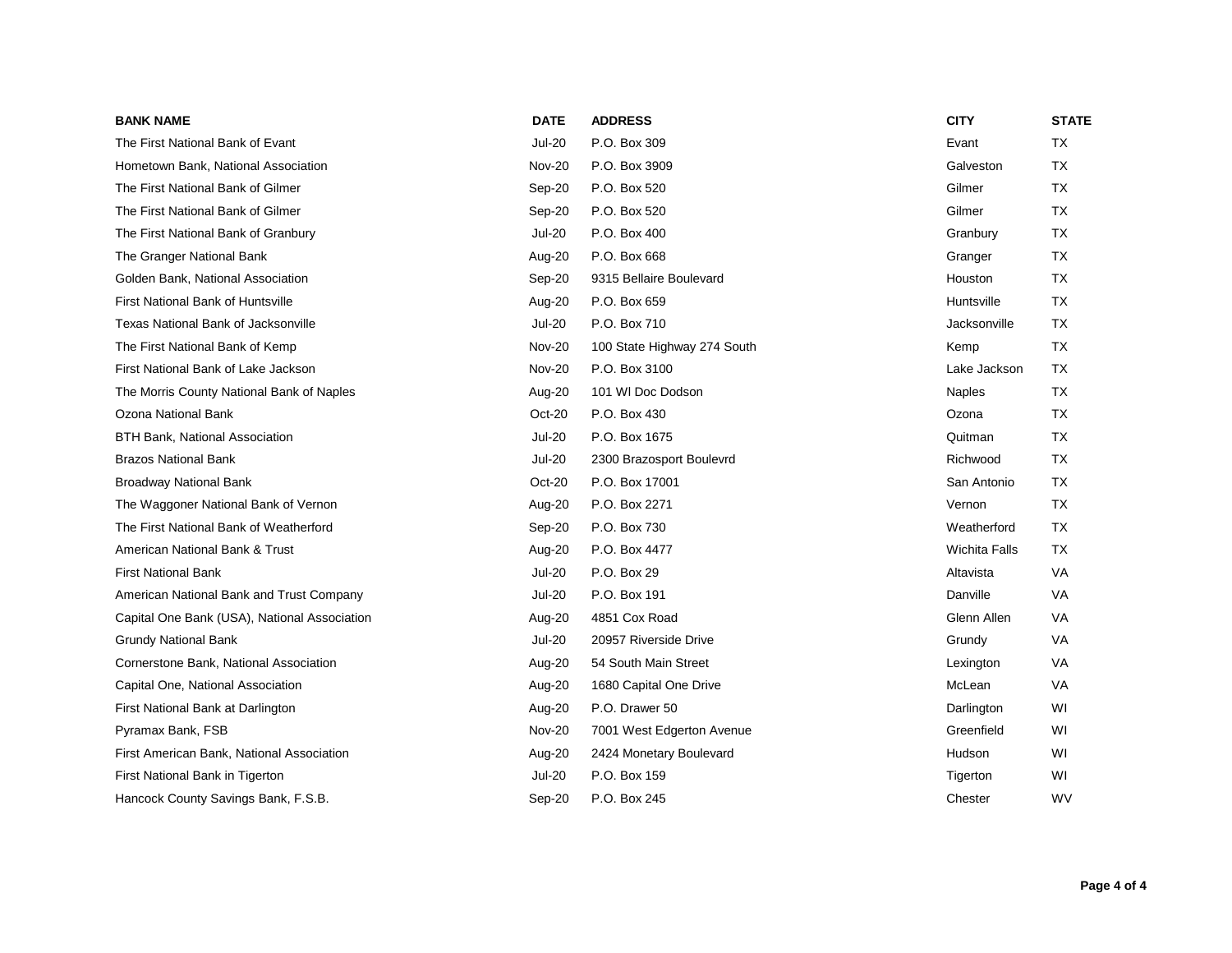| BANK NAME | DATE | ADDRESS | CITY | STATE |
|---|---|---|---|---|
| The First National Bank of Evant | Jul-20 | P.O. Box 309 | Evant | TX |
| Hometown Bank, National Association | Nov-20 | P.O. Box 3909 | Galveston | TX |
| The First National Bank of Gilmer | Sep-20 | P.O. Box 520 | Gilmer | TX |
| The First National Bank of Gilmer | Sep-20 | P.O. Box 520 | Gilmer | TX |
| The First National Bank of Granbury | Jul-20 | P.O. Box 400 | Granbury | TX |
| The Granger National Bank | Aug-20 | P.O. Box 668 | Granger | TX |
| Golden Bank, National Association | Sep-20 | 9315 Bellaire Boulevard | Houston | TX |
| First National Bank of Huntsville | Aug-20 | P.O. Box 659 | Huntsville | TX |
| Texas National Bank of Jacksonville | Jul-20 | P.O. Box 710 | Jacksonville | TX |
| The First National Bank of Kemp | Nov-20 | 100 State Highway 274 South | Kemp | TX |
| First National Bank of Lake Jackson | Nov-20 | P.O. Box 3100 | Lake Jackson | TX |
| The Morris County National Bank of Naples | Aug-20 | 101 Wl Doc Dodson | Naples | TX |
| Ozona National Bank | Oct-20 | P.O. Box 430 | Ozona | TX |
| BTH Bank, National Association | Jul-20 | P.O. Box 1675 | Quitman | TX |
| Brazos National Bank | Jul-20 | 2300 Brazosport Boulevrd | Richwood | TX |
| Broadway National Bank | Oct-20 | P.O. Box 17001 | San Antonio | TX |
| The Waggoner National Bank of Vernon | Aug-20 | P.O. Box 2271 | Vernon | TX |
| The First National Bank of Weatherford | Sep-20 | P.O. Box 730 | Weatherford | TX |
| American National Bank & Trust | Aug-20 | P.O. Box 4477 | Wichita Falls | TX |
| First National Bank | Jul-20 | P.O. Box 29 | Altavista | VA |
| American National Bank and Trust Company | Jul-20 | P.O. Box 191 | Danville | VA |
| Capital One Bank (USA), National Association | Aug-20 | 4851 Cox Road | Glenn Allen | VA |
| Grundy National Bank | Jul-20 | 20957 Riverside Drive | Grundy | VA |
| Cornerstone Bank, National Association | Aug-20 | 54 South Main Street | Lexington | VA |
| Capital One, National Association | Aug-20 | 1680 Capital One Drive | McLean | VA |
| First National Bank at Darlington | Aug-20 | P.O. Drawer 50 | Darlington | WI |
| Pyramax Bank, FSB | Nov-20 | 7001 West Edgerton Avenue | Greenfield | WI |
| First American Bank, National Association | Aug-20 | 2424 Monetary Boulevard | Hudson | WI |
| First National Bank in Tigerton | Jul-20 | P.O. Box 159 | Tigerton | WI |
| Hancock County Savings Bank, F.S.B. | Sep-20 | P.O. Box 245 | Chester | WV |